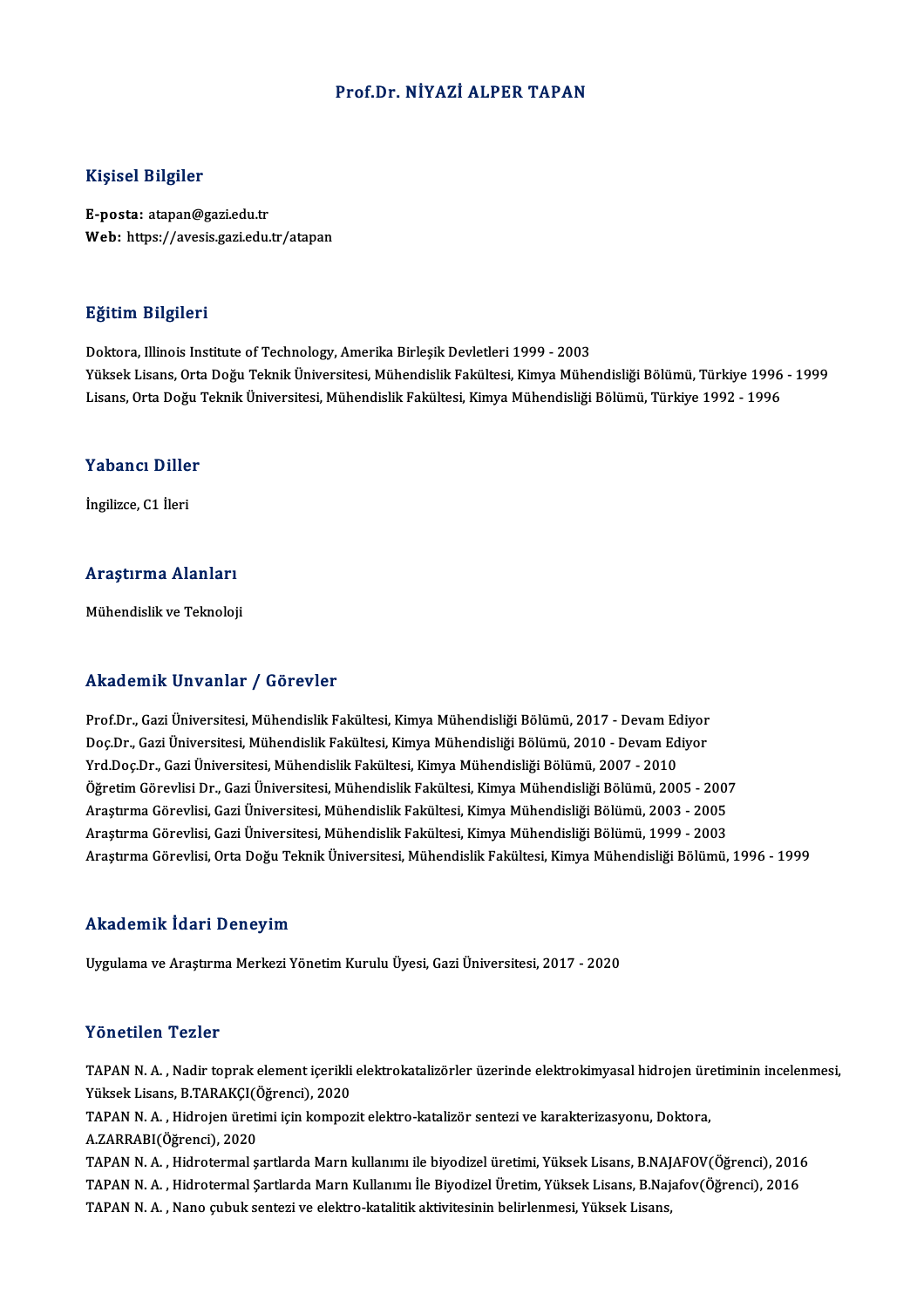# Prof.Dr. NİYAZİ ALPER TAPAN

## Kişisel Bilgiler

**E-posta:** atapan@gazi.edu.tr
**Web:** https://avesis.gazi.edu.tr/atapan

## Eğitim Bilgileri

Doktora, Illinois Institute of Technology, Amerika Birleşik Devletleri 1999 - 2003
Yüksek Lisans, Orta Doğu Teknik Üniversitesi, Mühendislik Fakültesi, Kimya Mühendisliği Bölümü, Türkiye 1996 - 1999
Lisans, Orta Doğu Teknik Üniversitesi, Mühendislik Fakültesi, Kimya Mühendisliği Bölümü, Türkiye 1992 - 1996

## Yabancı Diller

İngilizce, C1 İleri

## Araştırma Alanları

Mühendislik ve Teknoloji

## Akademik Unvanlar / Görevler

Prof.Dr., Gazi Üniversitesi, Mühendislik Fakültesi, Kimya Mühendisliği Bölümü, 2017 - Devam Ediyor
Doç.Dr., Gazi Üniversitesi, Mühendislik Fakültesi, Kimya Mühendisliği Bölümü, 2010 - Devam Ediyor
Yrd.Doç.Dr., Gazi Üniversitesi, Mühendislik Fakültesi, Kimya Mühendisliği Bölümü, 2007 - 2010
Öğretim Görevlisi Dr., Gazi Üniversitesi, Mühendislik Fakültesi, Kimya Mühendisliği Bölümü, 2005 - 2007
Araştırma Görevlisi, Gazi Üniversitesi, Mühendislik Fakültesi, Kimya Mühendisliği Bölümü, 2003 - 2005
Araştırma Görevlisi, Gazi Üniversitesi, Mühendislik Fakültesi, Kimya Mühendisliği Bölümü, 1999 - 2003
Araştırma Görevlisi, Orta Doğu Teknik Üniversitesi, Mühendislik Fakültesi, Kimya Mühendisliği Bölümü, 1996 - 1999

## Akademik İdari Deneyim

Uygulama ve Araştırma Merkezi Yönetim Kurulu Üyesi, Gazi Üniversitesi, 2017 - 2020

## Yönetilen Tezler

TAPAN N. A. , Nadir toprak element içerikli elektrokatalizörler üzerinde elektrokimyasal hidrojen üretiminin incelenmesi, Yüksek Lisans, B.TARAKÇI(Öğrenci), 2020
TAPAN N. A. , Hidrojen üretimi için kompozit elektro-katalizör sentezi ve karakterizasyonu, Doktora, A.ZARRABI(Öğrenci), 2020
TAPAN N. A. , Hidrotermal şartlarda Marn kullanımı ile biyodizel üretimi, Yüksek Lisans, B.NAJAFOV(Öğrenci), 2016
TAPAN N. A. , Hidrotermal Şartlarda Marn Kullanımı İle Biyodizel Üretim, Yüksek Lisans, B.Najafov(Öğrenci), 2016
TAPAN N. A. , Nano çubuk sentezi ve elektro-katalitik aktivitesinin belirlenmesi, Yüksek Lisans,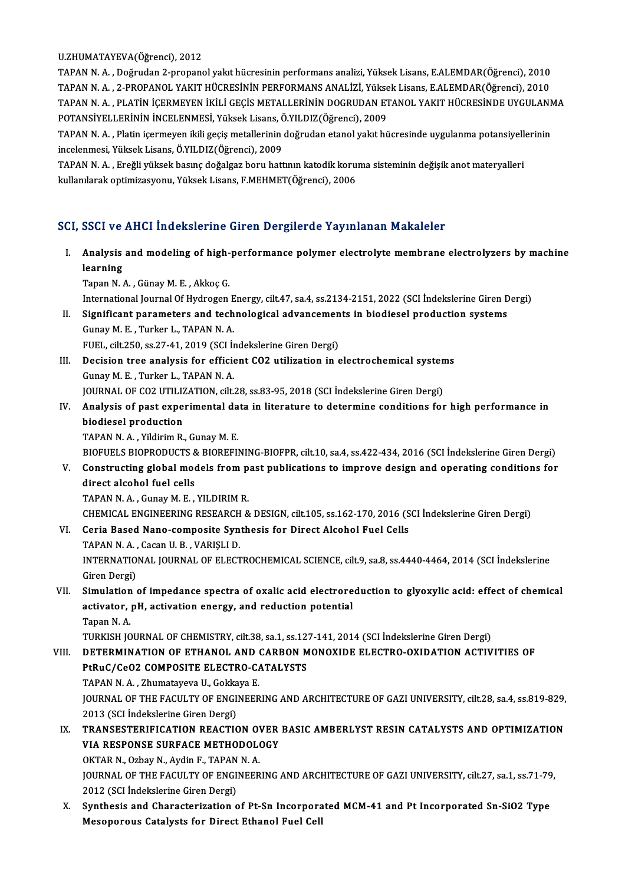U.ZHUMATAYEVA(Öğrenci), 2012

TAPAN N. A. , Doğrudan 2-propanol yakıt hücresinin performans analizi, Yüksek Lisans, E.ALEMDAR(Öğrenci), 2010

TAPAN N. A. , 2-PROPANOL YAKIT HÜCRESİNİN PERFORMANS ANALİZİ, Yüksek Lisans, E.ALEMDAR(Öğrenci), 2010

TAPAN N. A. , PLATİN İÇERMEYEN İKİLİ GEÇİS METALLERİNİN DOGRUDAN ETANOL YAKIT HÜCRESİNDE UYGULANMA POTANSİYELLERİNİN İNCELENMESİ, Yüksek Lisans, Ö.YILDIZ(Öğrenci), 2009

TAPAN N. A. , Platin içermeyen ikili geçiş metallerinin doğrudan etanol yakıt hücresinde uygulanma potansiyellerinin incelenmesi, Yüksek Lisans, Ö.YILDIZ(Öğrenci), 2009

TAPAN N. A. , Ereğli yüksek basınç doğalgaz boru hattının katodik koruma sisteminin değişik anot materyalleri kullanılarak optimizasyonu, Yüksek Lisans, F.MEHMET(Öğrenci), 2006

## SCI, SSCI ve AHCI İndekslerine Giren Dergilerde Yayınlanan Makaleler

I. **Analysis and modeling of high-performance polymer electrolyte membrane electrolyzers by machine learning**
Tapan N. A. , Günay M. E. , Akkoç G.
International Journal Of Hydrogen Energy, cilt.47, sa.4, ss.2134-2151, 2022 (SCI İndekslerine Giren Dergi)

II. **Significant parameters and technological advancements in biodiesel production systems**
Gunay M. E. , Turker L., TAPAN N. A.
FUEL, cilt.250, ss.27-41, 2019 (SCI İndekslerine Giren Dergi)

III. **Decision tree analysis for efficient CO2 utilization in electrochemical systems**
Gunay M. E. , Turker L., TAPAN N. A.
JOURNAL OF CO2 UTILIZATION, cilt.28, ss.83-95, 2018 (SCI İndekslerine Giren Dergi)

IV. **Analysis of past experimental data in literature to determine conditions for high performance in biodiesel production**
TAPAN N. A. , Yildirim R., Gunay M. E.
BIOFUELS BIOPRODUCTS & BIOREFINING-BIOFPR, cilt.10, sa.4, ss.422-434, 2016 (SCI İndekslerine Giren Dergi)

V. **Constructing global models from past publications to improve design and operating conditions for direct alcohol fuel cells**
TAPAN N. A. , Gunay M. E. , YILDIRIM R.
CHEMICAL ENGINEERING RESEARCH & DESIGN, cilt.105, ss.162-170, 2016 (SCI İndekslerine Giren Dergi)

VI. **Ceria Based Nano-composite Synthesis for Direct Alcohol Fuel Cells**
TAPAN N. A. , Cacan U. B. , VARIŞLI D.
INTERNATIONAL JOURNAL OF ELECTROCHEMICAL SCIENCE, cilt.9, sa.8, ss.4440-4464, 2014 (SCI İndekslerine Giren Dergi)

VII. **Simulation of impedance spectra of oxalic acid electroreduction to glyoxylic acid: effect of chemical activator, pH, activation energy, and reduction potential**
Tapan N. A.
TURKISH JOURNAL OF CHEMISTRY, cilt.38, sa.1, ss.127-141, 2014 (SCI İndekslerine Giren Dergi)

VIII. **DETERMINATION OF ETHANOL AND CARBON MONOXIDE ELECTRO-OXIDATION ACTIVITIES OF PtRuC/CeO2 COMPOSITE ELECTRO-CATALYSTS**
TAPAN N. A. , Zhumatayeva U., Gokkaya E.
JOURNAL OF THE FACULTY OF ENGINEERING AND ARCHITECTURE OF GAZI UNIVERSITY, cilt.28, sa.4, ss.819-829, 2013 (SCI İndekslerine Giren Dergi)

IX. **TRANSESTERIFICATION REACTION OVER BASIC AMBERLYST RESIN CATALYSTS AND OPTIMIZATION VIA RESPONSE SURFACE METHODOLOGY**
OKTAR N., Ozbay N., Aydin F., TAPAN N. A.
JOURNAL OF THE FACULTY OF ENGINEERING AND ARCHITECTURE OF GAZI UNIVERSITY, cilt.27, sa.1, ss.71-79, 2012 (SCI İndekslerine Giren Dergi)

X. **Synthesis and Characterization of Pt-Sn Incorporated MCM-41 and Pt Incorporated Sn-SiO2 Type Mesoporous Catalysts for Direct Ethanol Fuel Cell**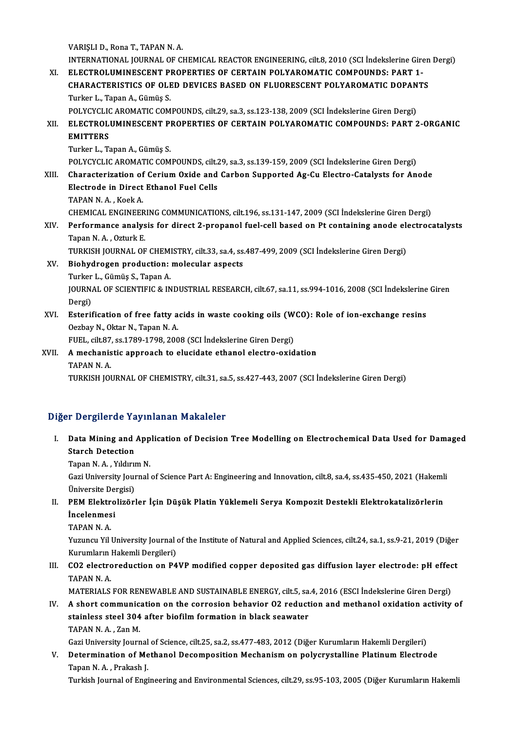VARIŞLI D., Rona T., TAPAN N. A.
INTERNATIONAL JOURNAL OF CHEMICAL REACTOR ENGINEERING, cilt.8, 2010 (SCI İndekslerine Giren Dergi)

XI. **ELECTROLUMINESCENT PROPERTIES OF CERTAIN POLYAROMATIC COMPOUNDS: PART 1-CHARACTERISTICS OF OLED DEVICES BASED ON FLUORESCENT POLYAROMATIC DOPANTS**
Turker L., Tapan A., Gümüş S.
POLYCYCLIC AROMATIC COMPOUNDS, cilt.29, sa.3, ss.123-138, 2009 (SCI İndekslerine Giren Dergi)

XII. **ELECTROLUMINESCENT PROPERTIES OF CERTAIN POLYAROMATIC COMPOUNDS: PART 2-ORGANIC EMITTERS**
Turker L., Tapan A., Gümüş S.
POLYCYCLIC AROMATIC COMPOUNDS, cilt.29, sa.3, ss.139-159, 2009 (SCI İndekslerine Giren Dergi)

XIII. **Characterization of Cerium Oxide and Carbon Supported Ag-Cu Electro-Catalysts for Anode Electrode in Direct Ethanol Fuel Cells**
TAPAN N. A. , Koek A.
CHEMICAL ENGINEERING COMMUNICATIONS, cilt.196, ss.131-147, 2009 (SCI İndekslerine Giren Dergi)

XIV. **Performance analysis for direct 2-propanol fuel-cell based on Pt containing anode electrocatalysts**
Tapan N. A. , Ozturk E.
TURKISH JOURNAL OF CHEMISTRY, cilt.33, sa.4, ss.487-499, 2009 (SCI İndekslerine Giren Dergi)

XV. **Biohydrogen production: molecular aspects**
Turker L., Gümüş S., Tapan A.
JOURNAL OF SCIENTIFIC & INDUSTRIAL RESEARCH, cilt.67, sa.11, ss.994-1016, 2008 (SCI İndekslerine Giren Dergi)

XVI. **Esterification of free fatty acids in waste cooking oils (WCO): Role of ion-exchange resins**
Oezbay N., Oktar N., Tapan N. A.
FUEL, cilt.87, ss.1789-1798, 2008 (SCI İndekslerine Giren Dergi)

XVII. **A mechanistic approach to elucidate ethanol electro-oxidation**
TAPAN N. A.
TURKISH JOURNAL OF CHEMISTRY, cilt.31, sa.5, ss.427-443, 2007 (SCI İndekslerine Giren Dergi)

## Diğer Dergilerde Yayınlanan Makaleler

I. **Data Mining and Application of Decision Tree Modelling on Electrochemical Data Used for Damaged Starch Detection**
Tapan N. A. , Yıldırım N.
Gazi University Journal of Science Part A: Engineering and Innovation, cilt.8, sa.4, ss.435-450, 2021 (Hakemli Üniversite Dergisi)

II. **PEM Elektrolizörler İçin Düşük Platin Yüklemeli Serya Kompozit Destekli Elektrokatalizörlerin İncelenmesi**
TAPAN N. A.
Yuzuncu Yil University Journal of the Institute of Natural and Applied Sciences, cilt.24, sa.1, ss.9-21, 2019 (Diğer Kurumların Hakemli Dergileri)

III. **CO2 electroreduction on P4VP modified copper deposited gas diffusion layer electrode: pH effect**
TAPAN N. A.
MATERIALS FOR RENEWABLE AND SUSTAINABLE ENERGY, cilt.5, sa.4, 2016 (ESCI İndekslerine Giren Dergi)

IV. **A short communication on the corrosion behavior O2 reduction and methanol oxidation activity of stainless steel 304 after biofilm formation in black seawater**
TAPAN N. A. , Zan M.
Gazi University Journal of Science, cilt.25, sa.2, ss.477-483, 2012 (Diğer Kurumların Hakemli Dergileri)

V. **Determination of Methanol Decomposition Mechanism on polycrystalline Platinum Electrode**
Tapan N. A. , Prakash J.
Turkish Journal of Engineering and Environmental Sciences, cilt.29, ss.95-103, 2005 (Diğer Kurumların Hakemli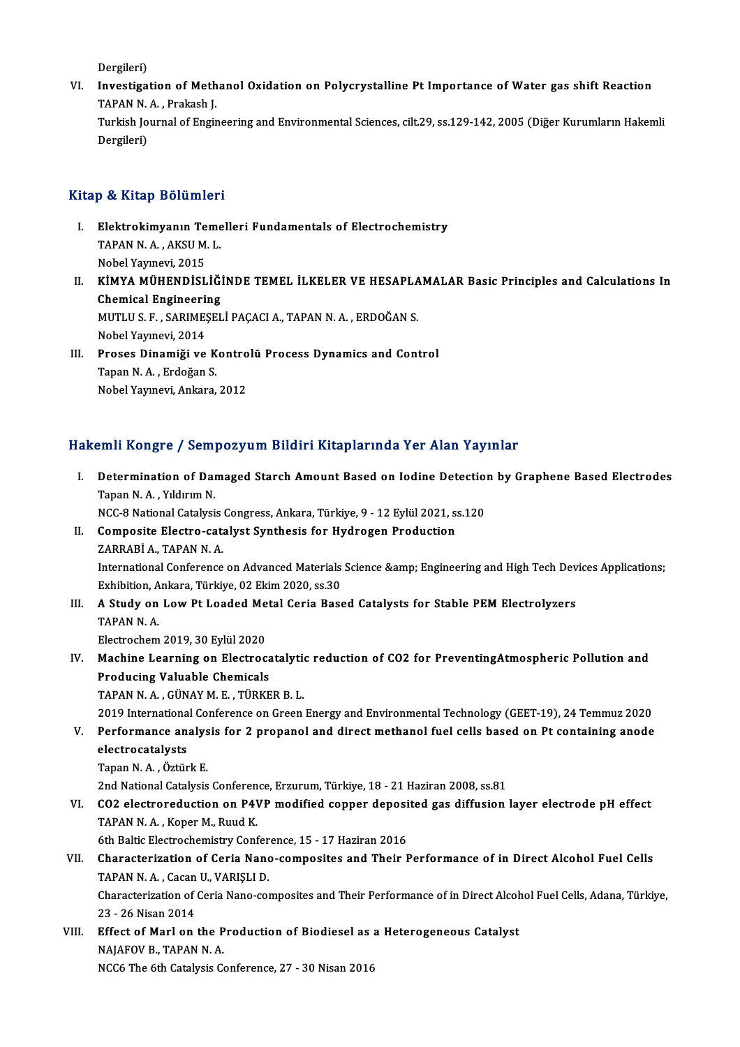Dergileri)

VI. **Investigation of Methanol Oxidation on Polycrystalline Pt Importance of Water gas shift Reaction**
TAPAN N. A. , Prakash J.
Turkish Journal of Engineering and Environmental Sciences, cilt.29, ss.129-142, 2005 (Diğer Kurumların Hakemli Dergileri)

## Kitap & Kitap Bölümleri

I. **Elektrokimyanın Temelleri Fundamentals of Electrochemistry**
TAPAN N. A. , AKSU M. L.
Nobel Yayınevi, 2015

II. **KİMYA MÜHENDİSLİĞİNDE TEMEL İLKELER VE HESAPLAMALAR Basic Principles and Calculations In Chemical Engineering**
MUTLU S. F. , SARIMEŞELİ PAÇACI A., TAPAN N. A. , ERDOĞAN S.
Nobel Yayınevi, 2014

III. **Proses Dinamiği ve Kontrolü Process Dynamics and Control**
Tapan N. A. , Erdoğan S.
Nobel Yayınevi, Ankara, 2012

## Hakemli Kongre / Sempozyum Bildiri Kitaplarında Yer Alan Yayınlar

I. **Determination of Damaged Starch Amount Based on Iodine Detection by Graphene Based Electrodes**
Tapan N. A. , Yıldırım N.
NCC-8 National Catalysis Congress, Ankara, Türkiye, 9 - 12 Eylül 2021, ss.120

II. **Composite Electro-catalyst Synthesis for Hydrogen Production**
ZARRABİ A., TAPAN N. A.
International Conference on Advanced Materials Science &amp; Engineering and High Tech Devices Applications; Exhibition, Ankara, Türkiye, 02 Ekim 2020, ss.30

III. **A Study on Low Pt Loaded Metal Ceria Based Catalysts for Stable PEM Electrolyzers**
TAPAN N. A.
Electrochem 2019, 30 Eylül 2020

IV. **Machine Learning on Electrocatalytic reduction of CO2 for PreventingAtmospheric Pollution and Producing Valuable Chemicals**
TAPAN N. A. , GÜNAY M. E. , TÜRKER B. L.
2019 International Conference on Green Energy and Environmental Technology (GEET-19), 24 Temmuz 2020

V. **Performance analysis for 2 propanol and direct methanol fuel cells based on Pt containing anode electrocatalysts**
Tapan N. A. , Öztürk E.
2nd National Catalysis Conference, Erzurum, Türkiye, 18 - 21 Haziran 2008, ss.81

VI. **CO2 electroreduction on P4VP modified copper deposited gas diffusion layer electrode pH effect**
TAPAN N. A. , Koper M., Ruud K.
6th Baltic Electrochemistry Conference, 15 - 17 Haziran 2016

VII. **Characterization of Ceria Nano-composites and Their Performance of in Direct Alcohol Fuel Cells**
TAPAN N. A. , Cacan U., VARIŞLI D.
Characterization of Ceria Nano-composites and Their Performance of in Direct Alcohol Fuel Cells, Adana, Türkiye, 23 - 26 Nisan 2014

VIII. **Effect of Marl on the Production of Biodiesel as a Heterogeneous Catalyst**
NAJAFOV B., TAPAN N. A.
NCC6 The 6th Catalysis Conference, 27 - 30 Nisan 2016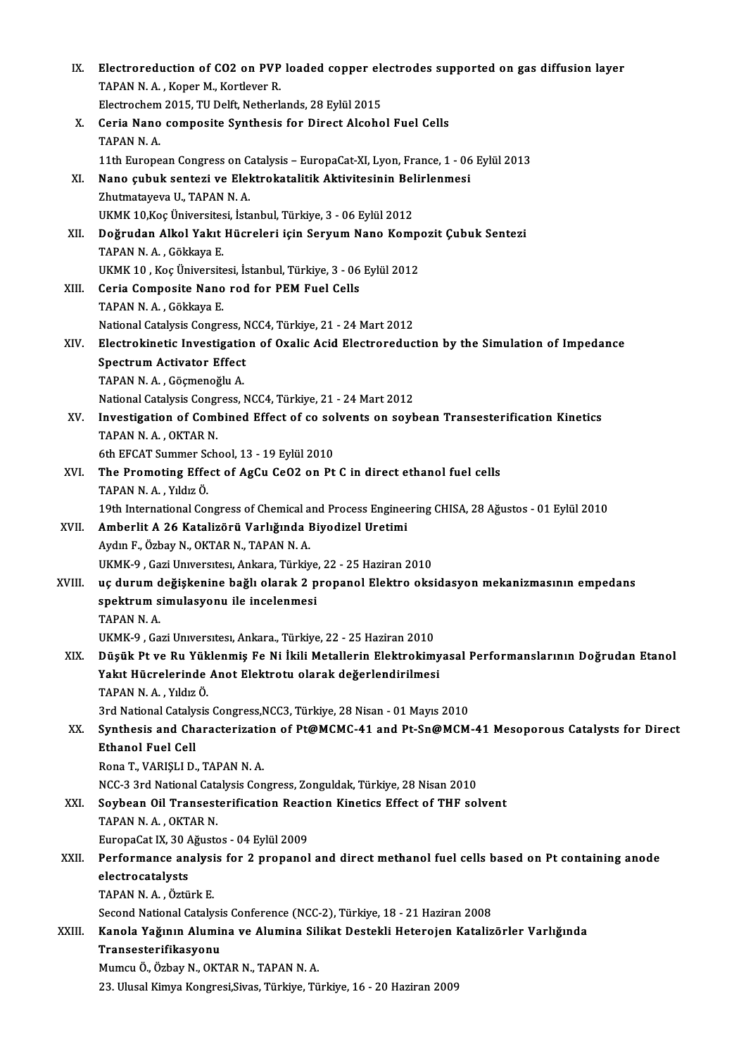IX. **Electroreduction of CO2 on PVP loaded copper electrodes supported on gas diffusion layer**
TAPAN N. A. , Koper M., Kortlever R.
Electrochem 2015, TU Delft, Netherlands, 28 Eylül 2015

X. **Ceria Nano composite Synthesis for Direct Alcohol Fuel Cells**
TAPAN N. A.
11th European Congress on Catalysis – EuropaCat-XI, Lyon, France, 1 - 06 Eylül 2013

XI. **Nano çubuk sentezi ve Elektrokatalitik Aktivitesinin Belirlenmesi**
Zhutmatayeva U., TAPAN N. A.
UKMK 10,Koç Üniversitesi, İstanbul, Türkiye, 3 - 06 Eylül 2012

XII. **Doğrudan Alkol Yakıt Hücreleri için Seryum Nano Kompozit Çubuk Sentezi**
TAPAN N. A. , Gökkaya E.
UKMK 10 , Koç Üniversitesi, İstanbul, Türkiye, 3 - 06 Eylül 2012

XIII. **Ceria Composite Nano rod for PEM Fuel Cells**
TAPAN N. A. , Gökkaya E.
National Catalysis Congress, NCC4, Türkiye, 21 - 24 Mart 2012

XIV. **Electrokinetic Investigation of Oxalic Acid Electroreduction by the Simulation of Impedance Spectrum Activator Effect**
TAPAN N. A. , Göçmenoğlu A.
National Catalysis Congress, NCC4, Türkiye, 21 - 24 Mart 2012

XV. **Investigation of Combined Effect of co solvents on soybean Transesterification Kinetics**
TAPAN N. A. , OKTAR N.
6th EFCAT Summer School, 13 - 19 Eylül 2010

XVI. **The Promoting Effect of AgCu CeO2 on Pt C in direct ethanol fuel cells**
TAPAN N. A. , Yıldız Ö.
19th International Congress of Chemical and Process Engineering CHISA, 28 Ağustos - 01 Eylül 2010

XVII. **Amberlit A 26 Katalizörü Varlığında Biyodizel Uretimi**
Aydın F., Özbay N., OKTAR N., TAPAN N. A.
UKMK-9 , Gazi Unıversıtesı, Ankara, Türkiye, 22 - 25 Haziran 2010

XVIII. **uç durum değişkenine bağlı olarak 2 propanol Elektro oksidasyon mekanizmasının empedans spektrum simulasyonu ile incelenmesi**
TAPAN N. A.
UKMK-9 , Gazi Unıversıtesı, Ankara., Türkiye, 22 - 25 Haziran 2010

XIX. **Düşük Pt ve Ru Yüklenmiş Fe Ni İkili Metallerin Elektrokimyasal Performanslarının Doğrudan Etanol Yakıt Hücrelerinde Anot Elektrotu olarak değerlendirilmesi**
TAPAN N. A. , Yıldız Ö.
3rd National Catalysis Congress,NCC3, Türkiye, 28 Nisan - 01 Mayıs 2010

XX. **Synthesis and Characterization of Pt@MCMC-41 and Pt-Sn@MCM-41 Mesoporous Catalysts for Direct Ethanol Fuel Cell**
Rona T., VARIŞLI D., TAPAN N. A.
NCC-3 3rd National Catalysis Congress, Zonguldak, Türkiye, 28 Nisan 2010

XXI. **Soybean Oil Transesterification Reaction Kinetics Effect of THF solvent**
TAPAN N. A. , OKTAR N.
EuropaCat IX, 30 Ağustos - 04 Eylül 2009

XXII. **Performance analysis for 2 propanol and direct methanol fuel cells based on Pt containing anode electrocatalysts**
TAPAN N. A. , Öztürk E.
Second National Catalysis Conference (NCC-2), Türkiye, 18 - 21 Haziran 2008

XXIII. **Kanola Yağının Alumina ve Alumina Silikat Destekli Heterojen Katalizörler Varlığında Transesterifikasyonu**
Mumcu Ö., Özbay N., OKTAR N., TAPAN N. A.
23. Ulusal Kimya Kongresi,Sivas, Türkiye, Türkiye, 16 - 20 Haziran 2009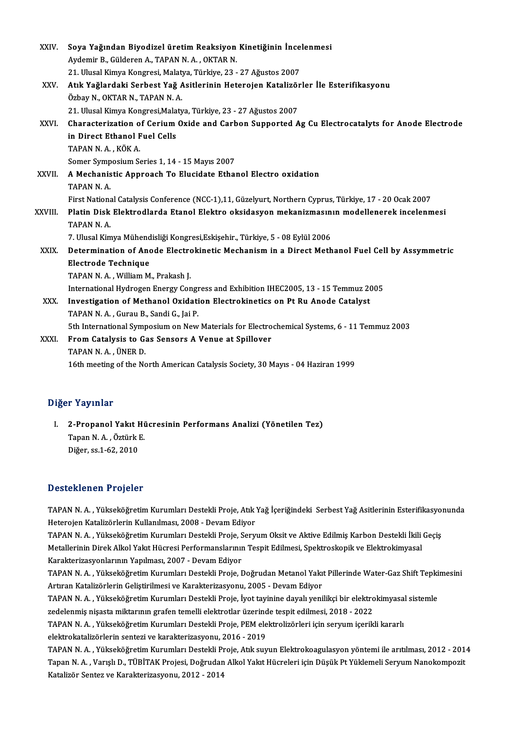XXIV. **Soya Yağından Biyodizel üretim Reaksiyon Kinetiğinin İncelenmesi**
Aydemir B., Gülderen A., TAPAN N. A. , OKTAR N.
21. Ulusal Kimya Kongresi, Malatya, Türkiye, 23 - 27 Ağustos 2007

XXV. **Atık Yağlardaki Serbest Yağ Asitlerinin Heterojen Katalizörler İle Esterifikasyonu**
Özbay N., OKTAR N., TAPAN N. A.
21. Ulusal Kimya Kongresi,Malatya, Türkiye, 23 - 27 Ağustos 2007

XXVI. **Characterization of Cerium Oxide and Carbon Supported Ag Cu Electrocatalyts for Anode Electrode in Direct Ethanol Fuel Cells**
TAPAN N. A. , KÖK A.
Somer Symposium Series 1, 14 - 15 Mayıs 2007

XXVII. **A Mechanistic Approach To Elucidate Ethanol Electro oxidation**
TAPAN N. A.
First National Catalysis Conference (NCC-1),11, Güzelyurt, Northern Cyprus, Türkiye, 17 - 20 Ocak 2007

XXVIII. **Platin Disk Elektrodlarda Etanol Elektro oksidasyon mekanizmasının modellenerek incelenmesi**
TAPAN N. A.
7. Ulusal Kimya Mühendisliği Kongresi,Eskişehir., Türkiye, 5 - 08 Eylül 2006

XXIX. **Determination of Anode Electrokinetic Mechanism in a Direct Methanol Fuel Cell by Assymmetric Electrode Technique**
TAPAN N. A. , William M., Prakash J.
International Hydrogen Energy Congress and Exhibition IHEC2005, 13 - 15 Temmuz 2005

XXX. **Investigation of Methanol Oxidation Electrokinetics on Pt Ru Anode Catalyst**
TAPAN N. A. , Gurau B., Sandi G., Jai P.
5th International Symposium on New Materials for Electrochemical Systems, 6 - 11 Temmuz 2003

XXXI. **From Catalysis to Gas Sensors A Venue at Spillover**
TAPAN N. A. , ÜNER D.
16th meeting of the North American Catalysis Society, 30 Mayıs - 04 Haziran 1999

## Diğer Yayınlar

I. **2-Propanol Yakıt Hücresinin Performans Analizi (Yönetilen Tez)**
Tapan N. A. , Öztürk E.
Diğer, ss.1-62, 2010

## Desteklenen Projeler

TAPAN N. A. , Yükseköğretim Kurumları Destekli Proje, Atık Yağ İçeriğindeki Serbest Yağ Asitlerinin Esterifikasyonunda Heterojen Katalizörlerin Kullanılması, 2008 - Devam Ediyor

TAPAN N. A. , Yükseköğretim Kurumları Destekli Proje, Seryum Oksit ve Aktive Edilmiş Karbon Destekli İkili Geçiş Metallerinin Direk Alkol Yakıt Hücresi Performanslarının Tespit Edilmesi, Spektroskopik ve Elektrokimyasal Karakterizasyonlarının Yapılması, 2007 - Devam Ediyor

TAPAN N. A. , Yükseköğretim Kurumları Destekli Proje, Doğrudan Metanol Yakıt Pillerinde Water-Gaz Shift Tepkimesini Artıran Katalizörlerin Geliştirilmesi ve Karakterizasyonu, 2005 - Devam Ediyor

TAPAN N. A. , Yükseköğretim Kurumları Destekli Proje, İyot tayinine dayalı yenilikçi bir elektrokimyasal sistemle zedelenmiş nişasta miktarının grafen temelli elektrotlar üzerinde tespit edilmesi, 2018 - 2022

TAPAN N. A. , Yükseköğretim Kurumları Destekli Proje, PEM elektrolizörleri için seryum içerikli kararlı elektrokatalizörlerin sentezi ve karakterizasyonu, 2016 - 2019

TAPAN N. A. , Yükseköğretim Kurumları Destekli Proje, Atık suyun Elektrokoagulasyon yöntemi ile arıtılması, 2012 - 2014

Tapan N. A. , Varışlı D., TÜBİTAK Projesi, Doğrudan Alkol Yakıt Hücreleri için Düşük Pt Yüklemeli Seryum Nanokompozit Katalizör Sentez ve Karakterizasyonu, 2012 - 2014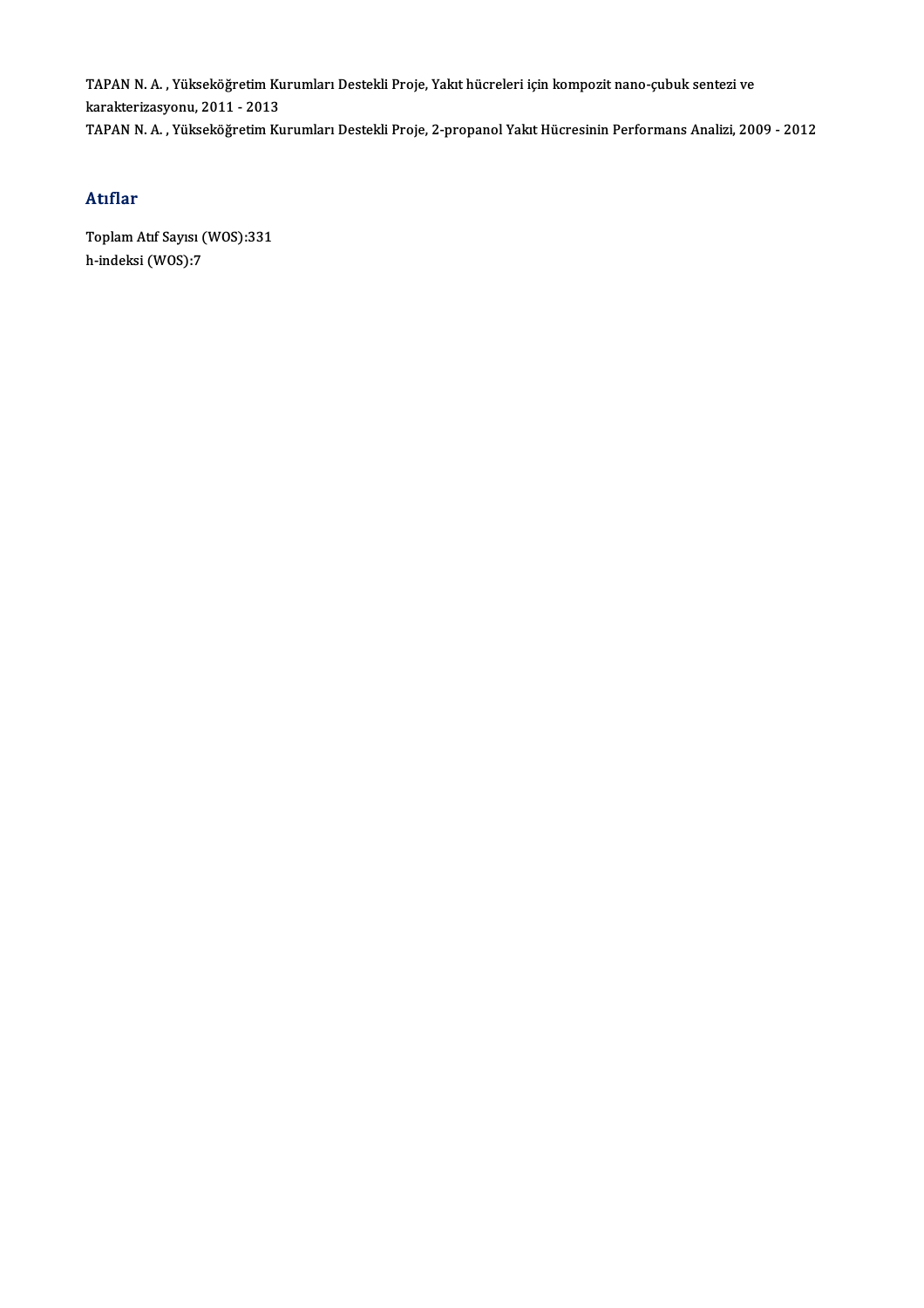TAPAN N. A. , Yükseköğretim Kurumları Destekli Proje, Yakıt hücreleri için kompozit nano-çubuk sentezi ve karakterizasyonu, 2011 - 2013

TAPAN N. A. , Yükseköğretim Kurumları Destekli Proje, 2-propanol Yakıt Hücresinin Performans Analizi, 2009 - 2012

## Atıflar

Toplam Atıf Sayısı (WOS):331

h-indeksi (WOS):7